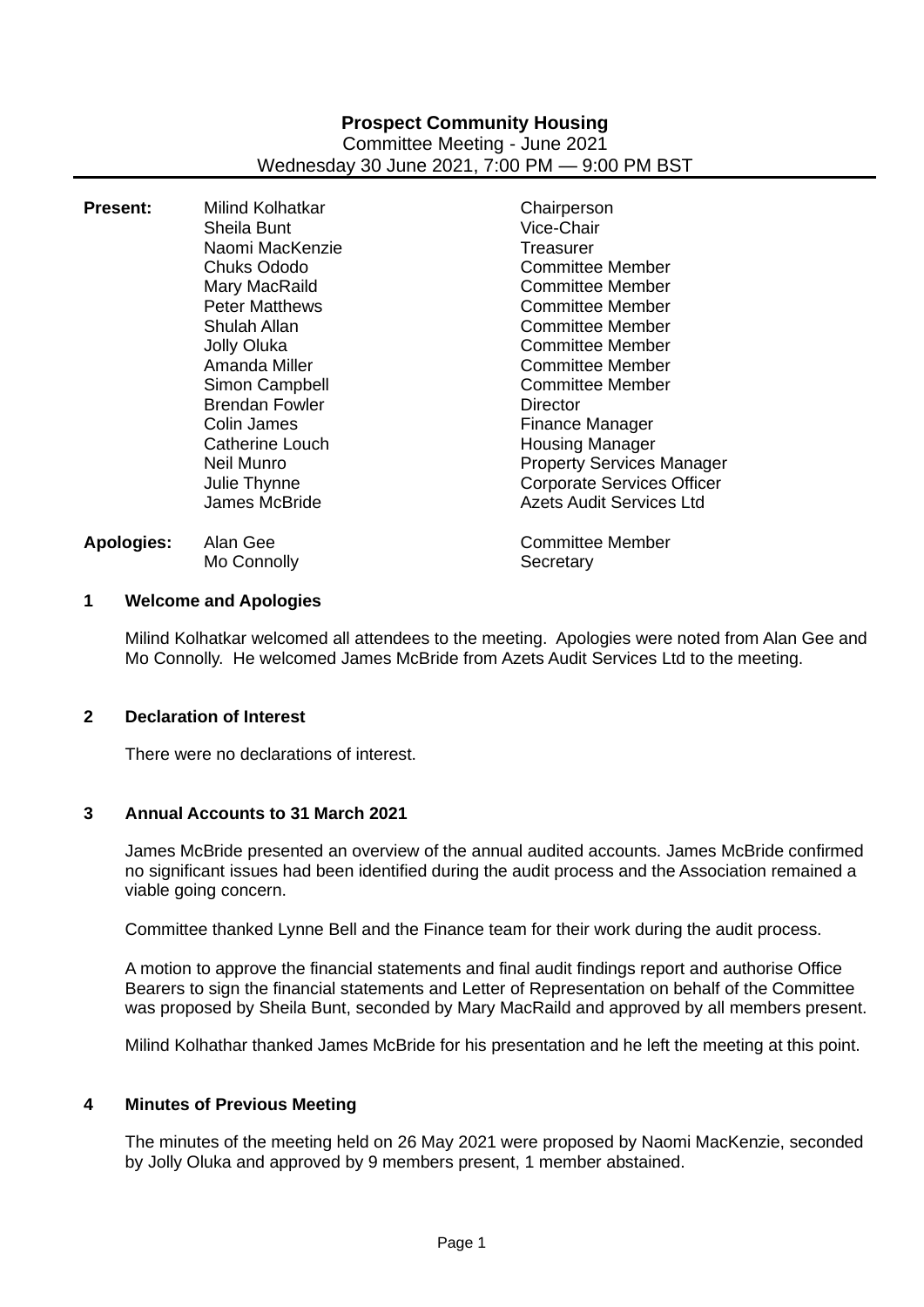**Prospect Community Housing**
Committee Meeting - June 2021
Wednesday 30 June 2021, 7:00 PM — 9:00 PM BST

| | | |
|---|---|---|
| **Present:** | Milind Kolhatkar | Chairperson |
| | Sheila Bunt | Vice-Chair |
| | Naomi MacKenzie | Treasurer |
| | Chuks Ododo | Committee Member |
| | Mary MacRaild | Committee Member |
| | Peter Matthews | Committee Member |
| | Shulah Allan | Committee Member |
| | Jolly Oluka | Committee Member |
| | Amanda Miller | Committee Member |
| | Simon Campbell | Committee Member |
| | Brendan Fowler | Director |
| | Colin James | Finance Manager |
| | Catherine Louch | Housing Manager |
| | Neil Munro | Property Services Manager |
| | Julie Thynne | Corporate Services Officer |
| | James McBride | Azets Audit Services Ltd |
| **Apologies:** | Alan Gee | Committee Member |
| | Mo Connolly | Secretary |

## 1 Welcome and Apologies

Milind Kolhatkar welcomed all attendees to the meeting. Apologies were noted from Alan Gee and Mo Connolly. He welcomed James McBride from Azets Audit Services Ltd to the meeting.

## 2 Declaration of Interest

There were no declarations of interest.

## 3 Annual Accounts to 31 March 2021

James McBride presented an overview of the annual audited accounts. James McBride confirmed no significant issues had been identified during the audit process and the Association remained a viable going concern.

Committee thanked Lynne Bell and the Finance team for their work during the audit process.

A motion to approve the financial statements and final audit findings report and authorise Office Bearers to sign the financial statements and Letter of Representation on behalf of the Committee was proposed by Sheila Bunt, seconded by Mary MacRaild and approved by all members present.

Milind Kolhathar thanked James McBride for his presentation and he left the meeting at this point.

## 4 Minutes of Previous Meeting

The minutes of the meeting held on 26 May 2021 were proposed by Naomi MacKenzie, seconded by Jolly Oluka and approved by 9 members present, 1 member abstained.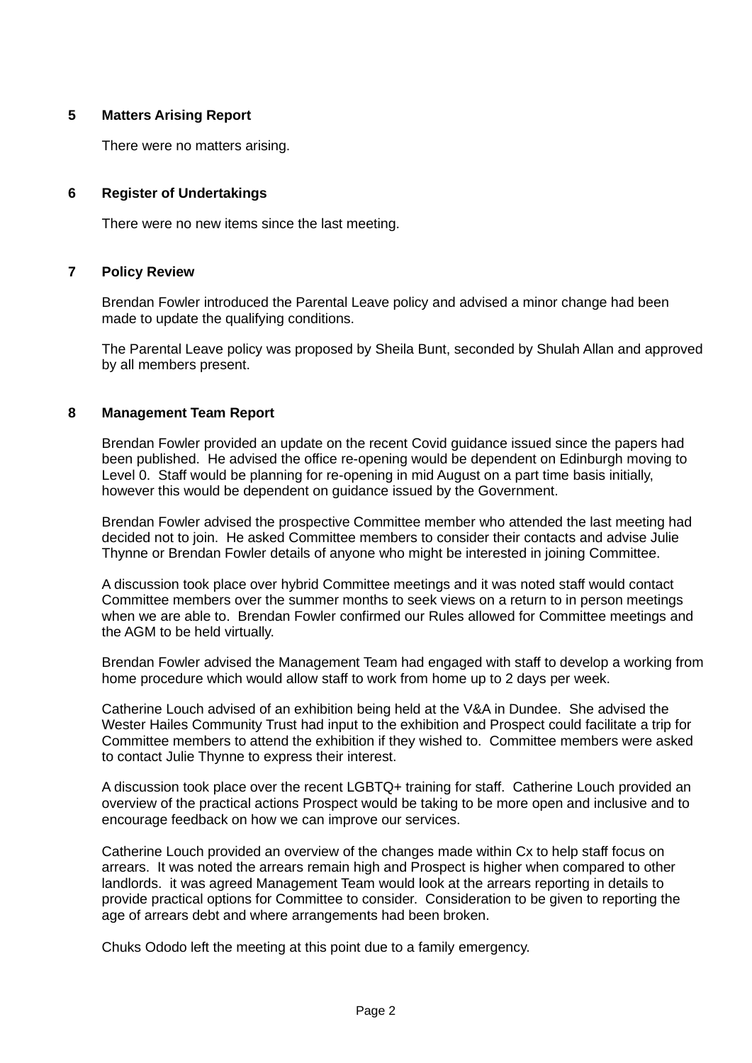## 5 Matters Arising Report

There were no matters arising.

## 6 Register of Undertakings

There were no new items since the last meeting.

## 7 Policy Review

Brendan Fowler introduced the Parental Leave policy and advised a minor change had been made to update the qualifying conditions.

The Parental Leave policy was proposed by Sheila Bunt, seconded by Shulah Allan and approved by all members present.

## 8 Management Team Report

Brendan Fowler provided an update on the recent Covid guidance issued since the papers had been published. He advised the office re-opening would be dependent on Edinburgh moving to Level 0. Staff would be planning for re-opening in mid August on a part time basis initially, however this would be dependent on guidance issued by the Government.

Brendan Fowler advised the prospective Committee member who attended the last meeting had decided not to join. He asked Committee members to consider their contacts and advise Julie Thynne or Brendan Fowler details of anyone who might be interested in joining Committee.

A discussion took place over hybrid Committee meetings and it was noted staff would contact Committee members over the summer months to seek views on a return to in person meetings when we are able to. Brendan Fowler confirmed our Rules allowed for Committee meetings and the AGM to be held virtually.

Brendan Fowler advised the Management Team had engaged with staff to develop a working from home procedure which would allow staff to work from home up to 2 days per week.

Catherine Louch advised of an exhibition being held at the V&A in Dundee. She advised the Wester Hailes Community Trust had input to the exhibition and Prospect could facilitate a trip for Committee members to attend the exhibition if they wished to. Committee members were asked to contact Julie Thynne to express their interest.

A discussion took place over the recent LGBTQ+ training for staff. Catherine Louch provided an overview of the practical actions Prospect would be taking to be more open and inclusive and to encourage feedback on how we can improve our services.

Catherine Louch provided an overview of the changes made within Cx to help staff focus on arrears. It was noted the arrears remain high and Prospect is higher when compared to other landlords. it was agreed Management Team would look at the arrears reporting in details to provide practical options for Committee to consider. Consideration to be given to reporting the age of arrears debt and where arrangements had been broken.

Chuks Ododo left the meeting at this point due to a family emergency.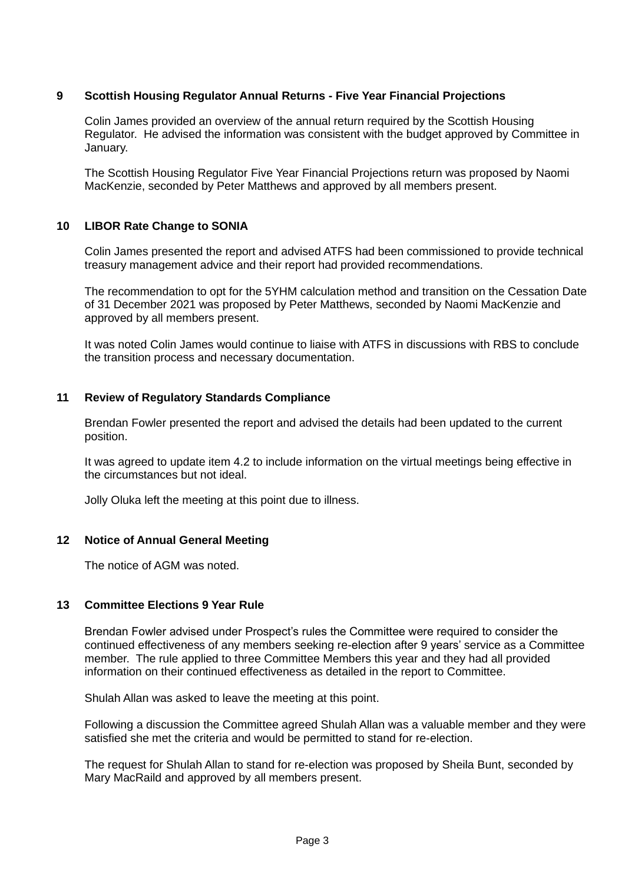**9 Scottish Housing Regulator Annual Returns - Five Year Financial Projections**

Colin James provided an overview of the annual return required by the Scottish Housing Regulator. He advised the information was consistent with the budget approved by Committee in January.

The Scottish Housing Regulator Five Year Financial Projections return was proposed by Naomi MacKenzie, seconded by Peter Matthews and approved by all members present.

**10 LIBOR Rate Change to SONIA**

Colin James presented the report and advised ATFS had been commissioned to provide technical treasury management advice and their report had provided recommendations.

The recommendation to opt for the 5YHM calculation method and transition on the Cessation Date of 31 December 2021 was proposed by Peter Matthews, seconded by Naomi MacKenzie and approved by all members present.

It was noted Colin James would continue to liaise with ATFS in discussions with RBS to conclude the transition process and necessary documentation.

**11 Review of Regulatory Standards Compliance**

Brendan Fowler presented the report and advised the details had been updated to the current position.

It was agreed to update item 4.2 to include information on the virtual meetings being effective in the circumstances but not ideal.

Jolly Oluka left the meeting at this point due to illness.

**12 Notice of Annual General Meeting**

The notice of AGM was noted.

**13 Committee Elections 9 Year Rule**

Brendan Fowler advised under Prospect's rules the Committee were required to consider the continued effectiveness of any members seeking re-election after 9 years' service as a Committee member. The rule applied to three Committee Members this year and they had all provided information on their continued effectiveness as detailed in the report to Committee.

Shulah Allan was asked to leave the meeting at this point.

Following a discussion the Committee agreed Shulah Allan was a valuable member and they were satisfied she met the criteria and would be permitted to stand for re-election.

The request for Shulah Allan to stand for re-election was proposed by Sheila Bunt, seconded by Mary MacRaild and approved by all members present.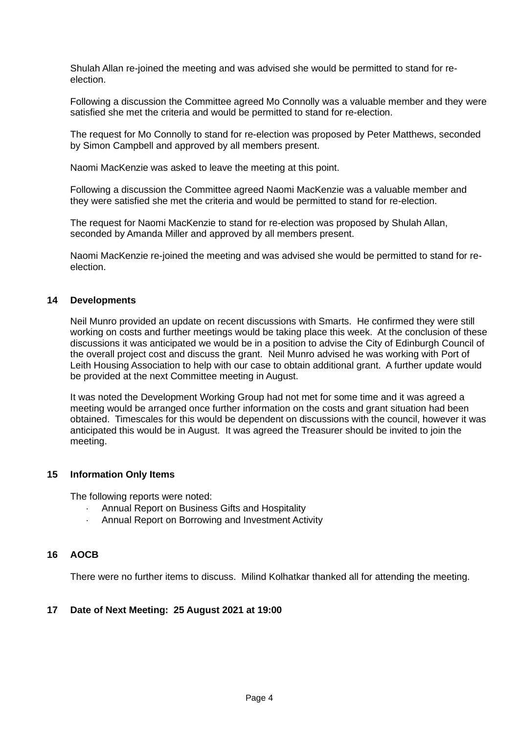Shulah Allan re-joined the meeting and was advised she would be permitted to stand for re-election.

Following a discussion the Committee agreed Mo Connolly was a valuable member and they were satisfied she met the criteria and would be permitted to stand for re-election.

The request for Mo Connolly to stand for re-election was proposed by Peter Matthews, seconded by Simon Campbell and approved by all members present.

Naomi MacKenzie was asked to leave the meeting at this point.

Following a discussion the Committee agreed Naomi MacKenzie was a valuable member and they were satisfied she met the criteria and would be permitted to stand for re-election.

The request for Naomi MacKenzie to stand for re-election was proposed by Shulah Allan, seconded by Amanda Miller and approved by all members present.

Naomi MacKenzie re-joined the meeting and was advised she would be permitted to stand for re-election.

## 14 Developments

Neil Munro provided an update on recent discussions with Smarts. He confirmed they were still working on costs and further meetings would be taking place this week. At the conclusion of these discussions it was anticipated we would be in a position to advise the City of Edinburgh Council of the overall project cost and discuss the grant. Neil Munro advised he was working with Port of Leith Housing Association to help with our case to obtain additional grant. A further update would be provided at the next Committee meeting in August.

It was noted the Development Working Group had not met for some time and it was agreed a meeting would be arranged once further information on the costs and grant situation had been obtained. Timescales for this would be dependent on discussions with the council, however it was anticipated this would be in August. It was agreed the Treasurer should be invited to join the meeting.

## 15 Information Only Items

The following reports were noted:

- Annual Report on Business Gifts and Hospitality
- Annual Report on Borrowing and Investment Activity

## 16 AOCB

There were no further items to discuss. Milind Kolhatkar thanked all for attending the meeting.

## 17 Date of Next Meeting: 25 August 2021 at 19:00